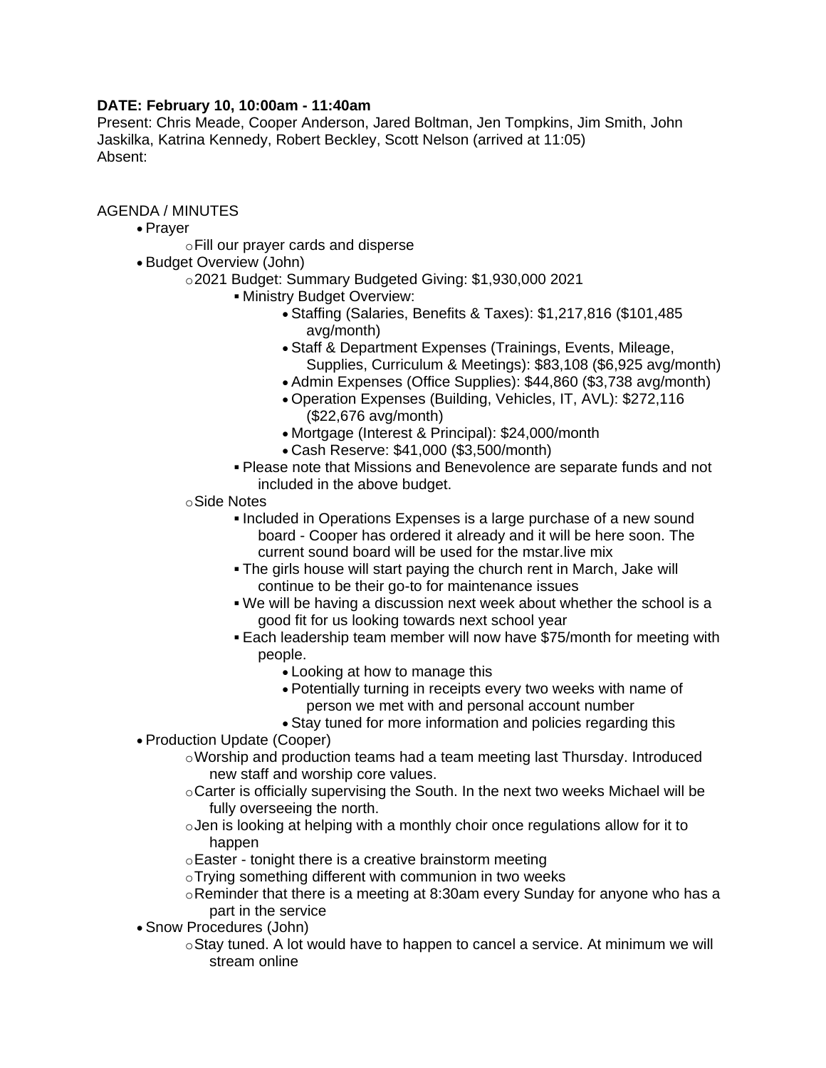**DATE: February 10, 10:00am - 11:40am**
Present: Chris Meade, Cooper Anderson, Jared Boltman, Jen Tompkins, Jim Smith, John Jaskilka, Katrina Kennedy, Robert Beckley, Scott Nelson (arrived at 11:05)
Absent:

AGENDA / MINUTES

- Prayer
  - Fill our prayer cards and disperse
- Budget Overview (John)
  - 2021 Budget: Summary Budgeted Giving: $1,930,000 2021
    - Ministry Budget Overview:
      - Staffing (Salaries, Benefits & Taxes): $1,217,816 ($101,485 avg/month)
      - Staff & Department Expenses (Trainings, Events, Mileage, Supplies, Curriculum & Meetings): $83,108 ($6,925 avg/month)
      - Admin Expenses (Office Supplies): $44,860 ($3,738 avg/month)
      - Operation Expenses (Building, Vehicles, IT, AVL): $272,116 ($22,676 avg/month)
      - Mortgage (Interest & Principal): $24,000/month
      - Cash Reserve: $41,000 ($3,500/month)
    - Please note that Missions and Benevolence are separate funds and not included in the above budget.
  - Side Notes
    - Included in Operations Expenses is a large purchase of a new sound board - Cooper has ordered it already and it will be here soon. The current sound board will be used for the mstar.live mix
    - The girls house will start paying the church rent in March, Jake will continue to be their go-to for maintenance issues
    - We will be having a discussion next week about whether the school is a good fit for us looking towards next school year
    - Each leadership team member will now have $75/month for meeting with people.
      - Looking at how to manage this
      - Potentially turning in receipts every two weeks with name of person we met with and personal account number
      - Stay tuned for more information and policies regarding this
- Production Update (Cooper)
  - Worship and production teams had a team meeting last Thursday. Introduced new staff and worship core values.
  - Carter is officially supervising the South. In the next two weeks Michael will be fully overseeing the north.
  - Jen is looking at helping with a monthly choir once regulations allow for it to happen
  - Easter - tonight there is a creative brainstorm meeting
  - Trying something different with communion in two weeks
  - Reminder that there is a meeting at 8:30am every Sunday for anyone who has a part in the service
- Snow Procedures (John)
  - Stay tuned. A lot would have to happen to cancel a service. At minimum we will stream online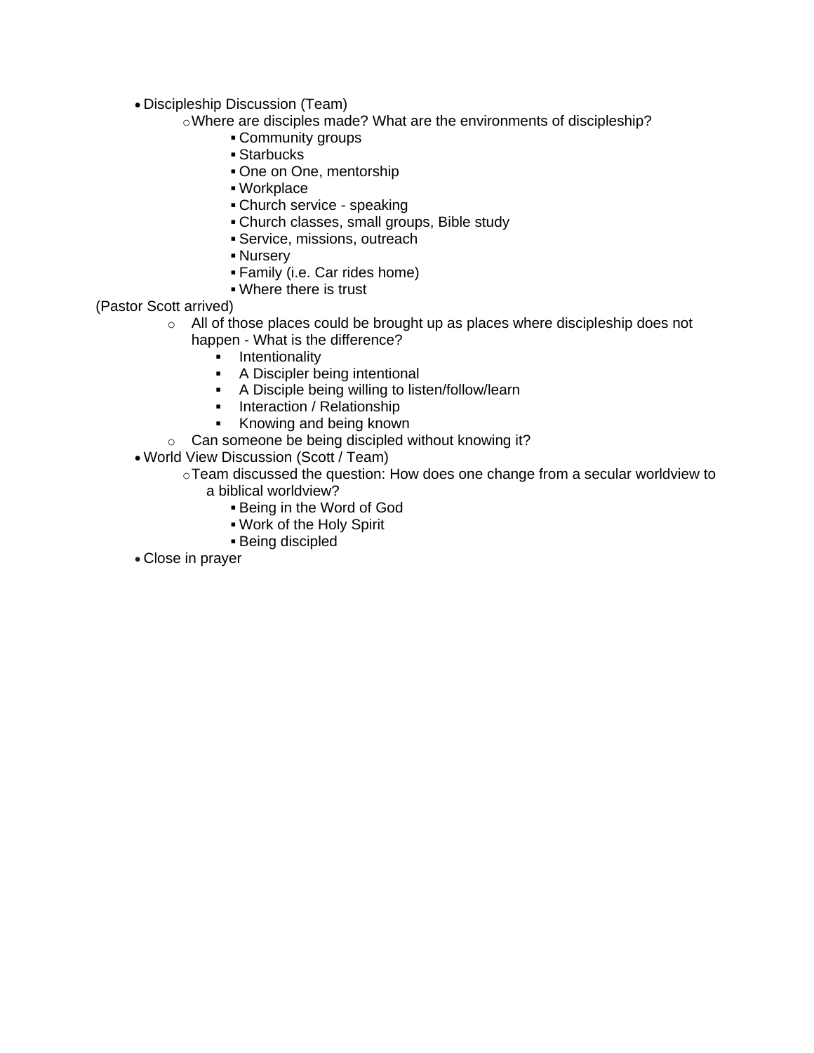- Discipleship Discussion (Team)
  - Where are disciples made? What are the environments of discipleship?
    - Community groups
    - Starbucks
    - One on One, mentorship
    - Workplace
    - Church service - speaking
    - Church classes, small groups, Bible study
    - Service, missions, outreach
    - Nursery
    - Family (i.e. Car rides home)
    - Where there is trust

(Pastor Scott arrived)

  - All of those places could be brought up as places where discipleship does not happen - What is the difference?
    - Intentionality
    - A Discipler being intentional
    - A Disciple being willing to listen/follow/learn
    - Interaction / Relationship
    - Knowing and being known
  - Can someone be being discipled without knowing it?
- World View Discussion (Scott / Team)
  - Team discussed the question: How does one change from a secular worldview to a biblical worldview?
    - Being in the Word of God
    - Work of the Holy Spirit
    - Being discipled
- Close in prayer